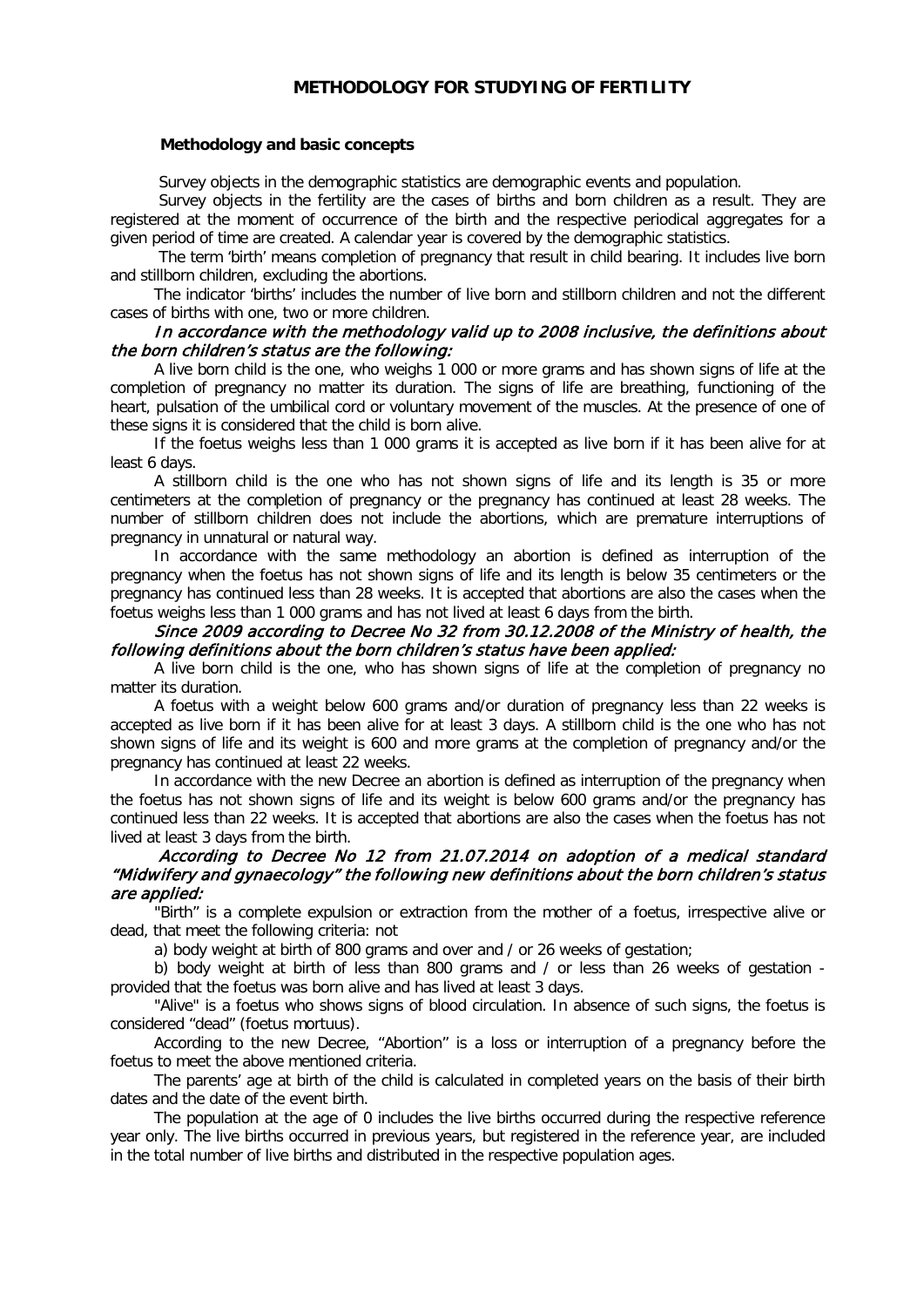# METHODOLOGY FOR STUDYING OF FERTILITY

## Methodology and basic concepts

Survey objects in the demographic statistics are demographic events and population.

Survey objects in the fertility are the cases of births and born children as a result. They are registered at the moment of occurrence of the birth and the respective periodical aggregates for a given period of time are created. A calendar year is covered by the demographic statistics.

The term 'birth' means completion of pregnancy that result in child bearing. It includes live born and stillborn children, excluding the abortions.

The indicator 'births' includes the number of live born and stillborn children and not the different cases of births with one, two or more children.

*In accordance with the methodology valid up to 2008 inclusive, the definitions about the born children's status are the following:*

A live born child is the one, who weighs 1 000 or more grams and has shown signs of life at the completion of pregnancy no matter its duration. The signs of life are breathing, functioning of the heart, pulsation of the umbilical cord or voluntary movement of the muscles. At the presence of one of these signs it is considered that the child is born alive.

If the foetus weighs less than 1 000 grams it is accepted as live born if it has been alive for at least 6 days.

A stillborn child is the one who has not shown signs of life and its length is 35 or more centimeters at the completion of pregnancy or the pregnancy has continued at least 28 weeks. The number of stillborn children does not include the abortions, which are premature interruptions of pregnancy in unnatural or natural way.

In accordance with the same methodology an abortion is defined as interruption of the pregnancy when the foetus has not shown signs of life and its length is below 35 centimeters or the pregnancy has continued less than 28 weeks. It is accepted that abortions are also the cases when the foetus weighs less than 1 000 grams and has not lived at least 6 days from the birth.

*Since 2009 according to Decree No 32 from 30.12.2008 of the Ministry of health, the following definitions about the born children's status have been applied:*

A live born child is the one, who has shown signs of life at the completion of pregnancy no matter its duration.

A foetus with a weight below 600 grams and/or duration of pregnancy less than 22 weeks is accepted as live born if it has been alive for at least 3 days. A stillborn child is the one who has not shown signs of life and its weight is 600 and more grams at the completion of pregnancy and/or the pregnancy has continued at least 22 weeks.

In accordance with the new Decree an abortion is defined as interruption of the pregnancy when the foetus has not shown signs of life and its weight is below 600 grams and/or the pregnancy has continued less than 22 weeks. It is accepted that abortions are also the cases when the foetus has not lived at least 3 days from the birth.

*According to Decree No 12 from 21.07.2014 on adoption of a medical standard "Midwifery and gynaecology" the following new definitions about the born children's status are applied:*

"Birth" is a complete expulsion or extraction from the mother of a foetus, irrespective alive or dead, that meet the following criteria: not

a) body weight at birth of 800 grams and over and / or 26 weeks of gestation;

b) body weight at birth of less than 800 grams and / or less than 26 weeks of gestation - provided that the foetus was born alive and has lived at least 3 days.

"Alive" is a foetus who shows signs of blood circulation. In absence of such signs, the foetus is considered "dead" (foetus mortuus).

According to the new Decree, "Abortion" is a loss or interruption of a pregnancy before the foetus to meet the above mentioned criteria.

The parents' age at birth of the child is calculated in completed years on the basis of their birth dates and the date of the event birth.

The population at the age of 0 includes the live births occurred during the respective reference year only. The live births occurred in previous years, but registered in the reference year, are included in the total number of live births and distributed in the respective population ages.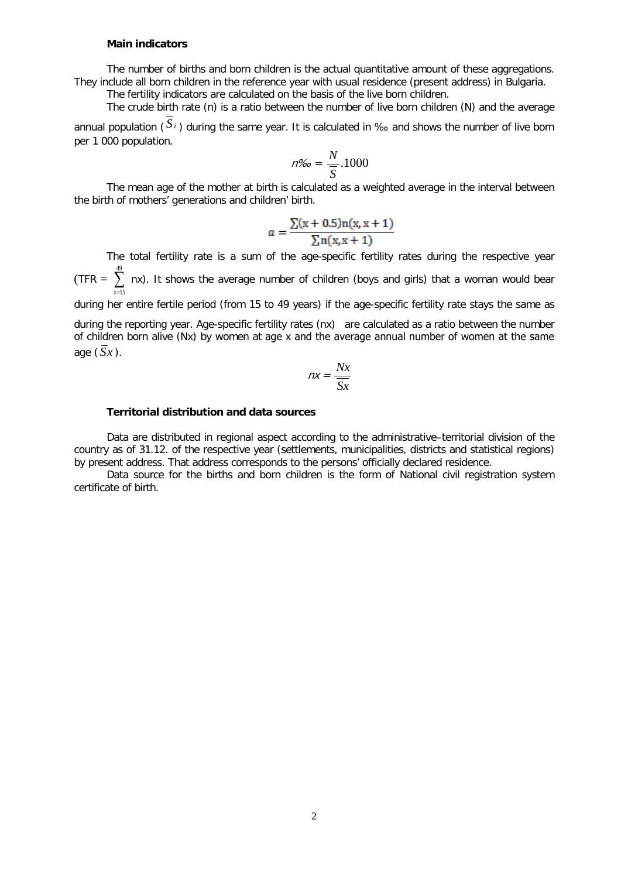**Main indicators**

The number of births and born children is the actual quantitative amount of these aggregations. They include all born children in the reference year with usual residence (present address) in Bulgaria.

The fertility indicators are calculated on the basis of the live born children.

The crude birth rate (n) is a ratio between the number of live born children (N) and the average annual population ($\overline{S}_i$) during the same year. It is calculated in ‰ and shows the number of live born per 1 000 population.

$$n‰ = \frac{N}{\overline{S}}.1000$$

The mean age of the mother at birth is calculated as a weighted average in the interval between the birth of mothers' generations and children' birth.

$$a = \frac{\sum(x + 0.5)n(x, x + 1)}{\sum n(x, x + 1)}$$

The total fertility rate is a sum of the age-specific fertility rates during the respective year (TFR = $\sum_{x=15}^{49}$ nx). It shows the average number of children (boys and girls) that a woman would bear during her entire fertile period (from 15 to 49 years) if the age-specific fertility rate stays the same as during the reporting year. Age-specific fertility rates (nx) are calculated as a ratio between the number of children born alive (Nx) by women at age x and the average annual number of women at the same age ($\overline{S}x$).

$$nx = \frac{Nx}{\overline{Sx}}$$

**Territorial distribution and data sources**

Data are distributed in regional aspect according to the administrative–territorial division of the country as of 31.12. of the respective year (settlements, municipalities, districts and statistical regions) by present address. That address corresponds to the persons' officially declared residence.

Data source for the births and born children is the form of National civil registration system certificate of birth.